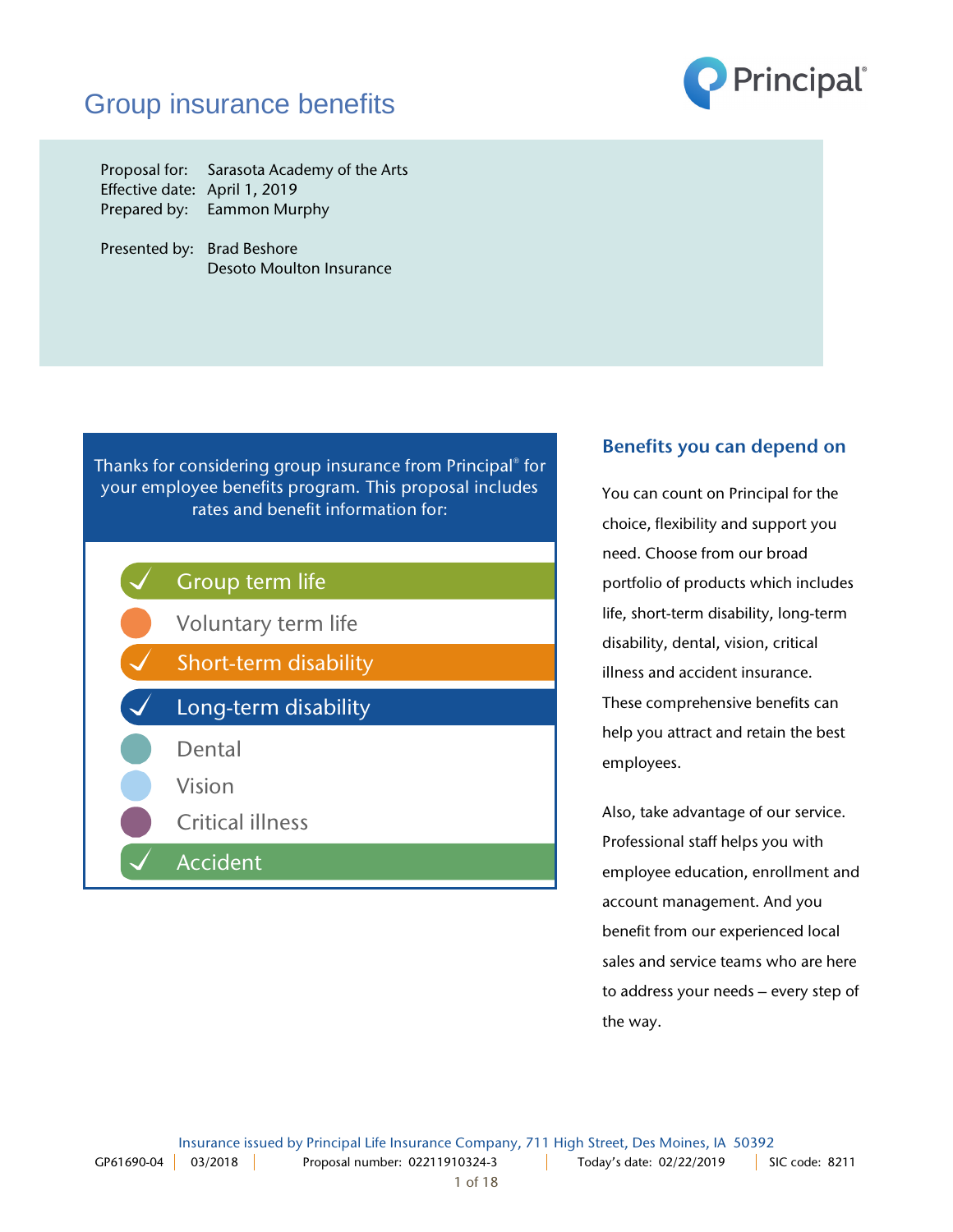# Group insurance benefits

Principal®

Proposal for: Sarasota Academy of the Arts
Effective date: April 1, 2019
Prepared by: Eammon Murphy

Presented by: Brad Beshore
Desoto Moulton Insurance

Thanks for considering group insurance from Principal® for your employee benefits program. This proposal includes rates and benefit information for:

- ✓ Group term life
- Voluntary term life
- ✓ Short-term disability
- ✓ Long-term disability
- Dental
- Vision
- Critical illness
- ✓ Accident

## Benefits you can depend on

You can count on Principal for the choice, flexibility and support you need. Choose from our broad portfolio of products which includes life, short-term disability, long-term disability, dental, vision, critical illness and accident insurance. These comprehensive benefits can help you attract and retain the best employees.

Also, take advantage of our service. Professional staff helps you with employee education, enrollment and account management. And you benefit from our experienced local sales and service teams who are here to address your needs – every step of the way.

Insurance issued by Principal Life Insurance Company, 711 High Street, Des Moines, IA 50392

GP61690-04 | 03/2018 | Proposal number: 02211910324-3 | Today's date: 02/22/2019 | SIC code: 8211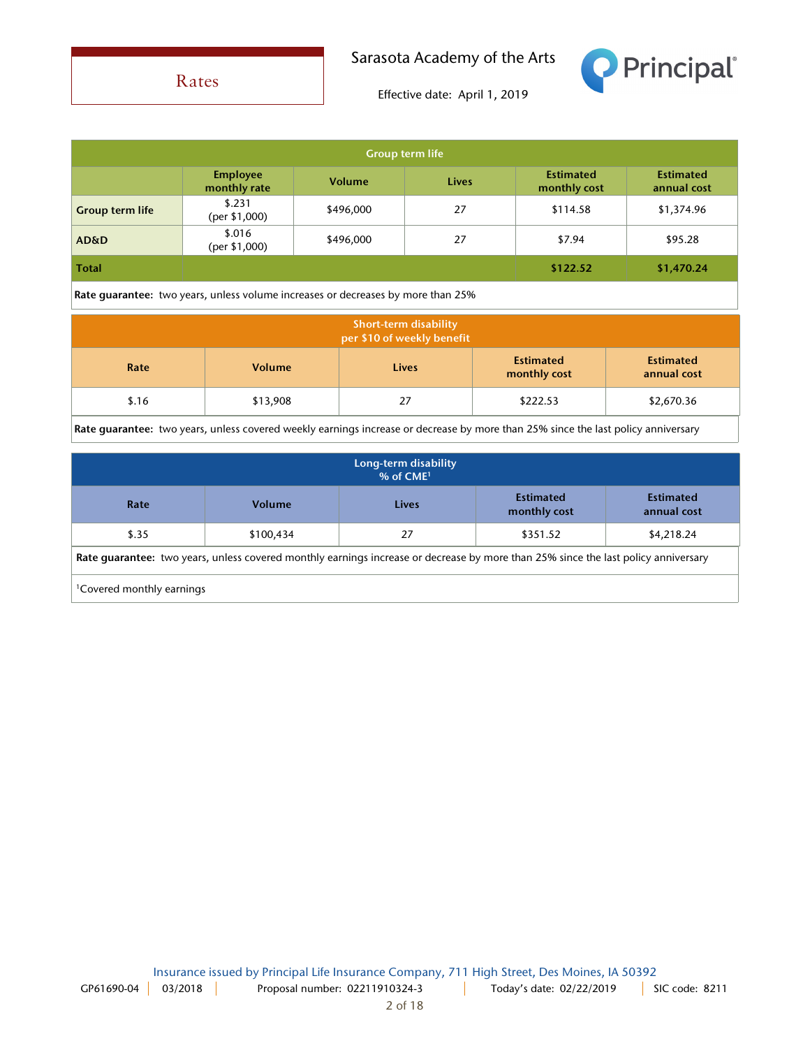# Rates

Sarasota Academy of the Arts

Effective date: April 1, 2019

| Group term life | | | | | |
|---|---|---|---|---|---|
| | Employee monthly rate | Volume | Lives | Estimated monthly cost | Estimated annual cost |
| **Group term life** | $.231 (per $1,000) | $496,000 | 27 | $114.58 | $1,374.96 |
| **AD&D** | $.016 (per $1,000) | $496,000 | 27 | $7.94 | $95.28 |
| **Total** | | | | **$122.52** | **$1,470.24** |

**Rate guarantee:** two years, unless volume increases or decreases by more than 25%

| Short-term disability per $10 of weekly benefit | | | | |
|---|---|---|---|---|
| Rate | Volume | Lives | Estimated monthly cost | Estimated annual cost |
| $.16 | $13,908 | 27 | $222.53 | $2,670.36 |

**Rate guarantee:** two years, unless covered weekly earnings increase or decrease by more than 25% since the last policy anniversary

| Long-term disability % of CME[1] | | | | |
|---|---|---|---|---|
| Rate | Volume | Lives | Estimated monthly cost | Estimated annual cost |
| $.35 | $100,434 | 27 | $351.52 | $4,218.24 |

**Rate guarantee:** two years, unless covered monthly earnings increase or decrease by more than 25% since the last policy anniversary

[1]Covered monthly earnings

Insurance issued by Principal Life Insurance Company, 711 High Street, Des Moines, IA 50392

GP61690-04 | 03/2018 | Proposal number: 02211910324-3 | Today's date: 02/22/2019 | SIC code: 8211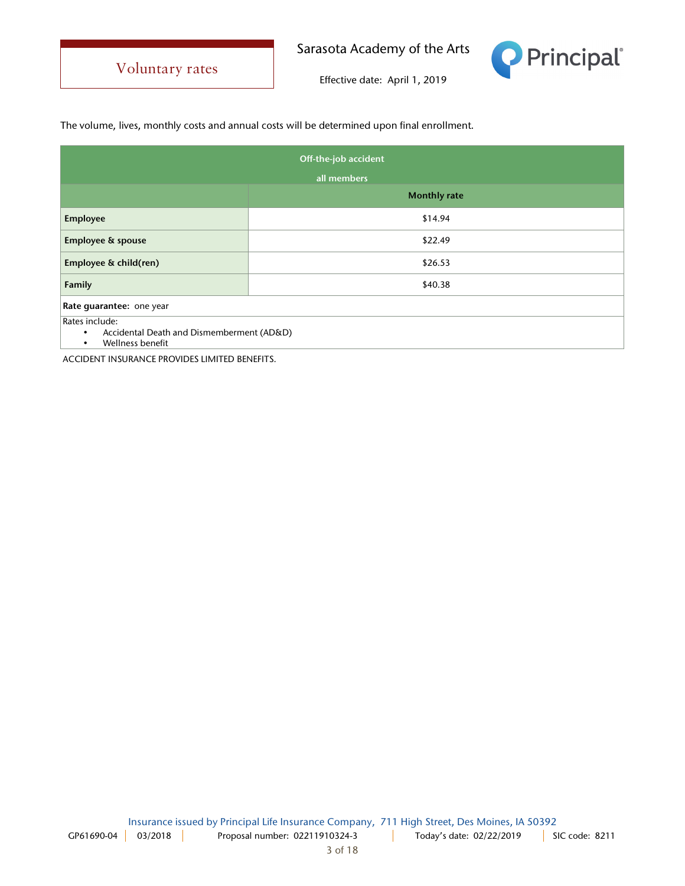# Voluntary rates

Sarasota Academy of the Arts

Effective date: April 1, 2019

The volume, lives, monthly costs and annual costs will be determined upon final enrollment.

| Off-the-job accident<br>all members | |
|---|---|
| | **Monthly rate** |
| **Employee** | $14.94 |
| **Employee & spouse** | $22.49 |
| **Employee & child(ren)** | $26.53 |
| **Family** | $40.38 |
| **Rate guarantee:** one year | |
| Rates include:<br>• Accidental Death and Dismemberment (AD&D)<br>• Wellness benefit | |

ACCIDENT INSURANCE PROVIDES LIMITED BENEFITS.

Insurance issued by Principal Life Insurance Company, 711 High Street, Des Moines, IA 50392

GP61690-04 | 03/2018 | Proposal number: 02211910324-3 | Today's date: 02/22/2019 | SIC code: 8211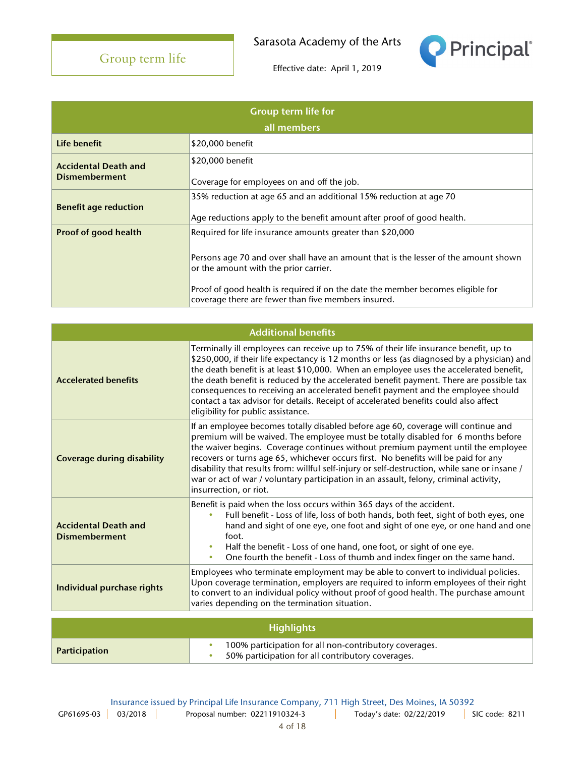# Group term life

Sarasota Academy of the Arts

Effective date: April 1, 2019

| Group term life for all members | |
|---|---|
| **Life benefit** | $20,000 benefit |
| **Accidental Death and Dismemberment** | $20,000 benefit<br><br>Coverage for employees on and off the job. |
| **Benefit age reduction** | 35% reduction at age 65 and an additional 15% reduction at age 70<br><br>Age reductions apply to the benefit amount after proof of good health. |
| **Proof of good health** | Required for life insurance amounts greater than $20,000<br><br>Persons age 70 and over shall have an amount that is the lesser of the amount shown or the amount with the prior carrier.<br><br>Proof of good health is required if on the date the member becomes eligible for coverage there are fewer than five members insured. |

| Additional benefits | |
|---|---|
| **Accelerated benefits** | Terminally ill employees can receive up to 75% of their life insurance benefit, up to $250,000, if their life expectancy is 12 months or less (as diagnosed by a physician) and the death benefit is at least $10,000. When an employee uses the accelerated benefit, the death benefit is reduced by the accelerated benefit payment. There are possible tax consequences to receiving an accelerated benefit payment and the employee should contact a tax advisor for details. Receipt of accelerated benefits could also affect eligibility for public assistance. |
| **Coverage during disability** | If an employee becomes totally disabled before age 60, coverage will continue and premium will be waived. The employee must be totally disabled for 6 months before the waiver begins. Coverage continues without premium payment until the employee recovers or turns age 65, whichever occurs first. No benefits will be paid for any disability that results from: willful self-injury or self-destruction, while sane or insane / war or act of war / voluntary participation in an assault, felony, criminal activity, insurrection, or riot. |
| **Accidental Death and Dismemberment** | Benefit is paid when the loss occurs within 365 days of the accident.<br>• Full benefit - Loss of life, loss of both hands, both feet, sight of both eyes, one hand and sight of one eye, one foot and sight of one eye, or one hand and one foot.<br>• Half the benefit - Loss of one hand, one foot, or sight of one eye.<br>• One fourth the benefit - Loss of thumb and index finger on the same hand. |
| **Individual purchase rights** | Employees who terminate employment may be able to convert to individual policies. Upon coverage termination, employers are required to inform employees of their right to convert to an individual policy without proof of good health. The purchase amount varies depending on the termination situation. |

| Highlights | |
|---|---|
| **Participation** | • 100% participation for all non-contributory coverages.<br>• 50% participation for all contributory coverages. |

Insurance issued by Principal Life Insurance Company, 711 High Street, Des Moines, IA 50392

GP61695-03 | 03/2018 | Proposal number: 02211910324-3 | Today's date: 02/22/2019 | SIC code: 8211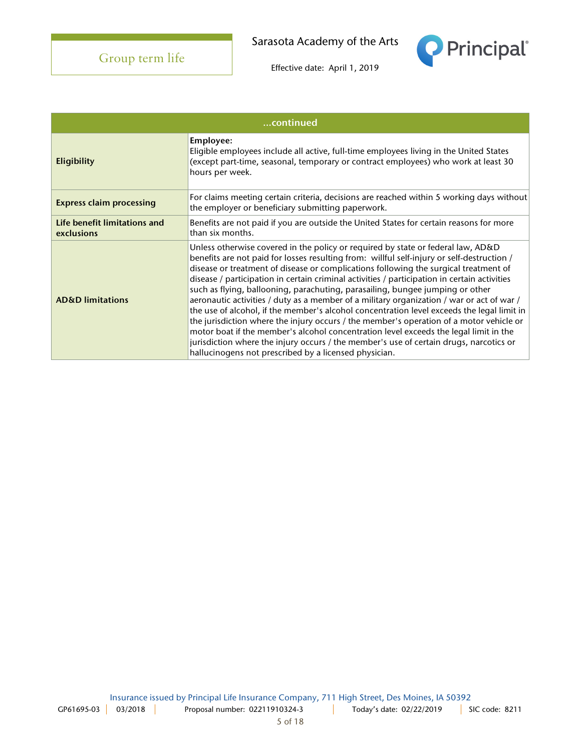## Group term life

Sarasota Academy of the Arts

Effective date: April 1, 2019

| ...continued | |
|---|---|
| **Eligibility** | **Employee:**<br>Eligible employees include all active, full-time employees living in the United States (except part-time, seasonal, temporary or contract employees) who work at least 30 hours per week. |
| **Express claim processing** | For claims meeting certain criteria, decisions are reached within 5 working days without the employer or beneficiary submitting paperwork. |
| **Life benefit limitations and exclusions** | Benefits are not paid if you are outside the United States for certain reasons for more than six months. |
| **AD&D limitations** | Unless otherwise covered in the policy or required by state or federal law, AD&D benefits are not paid for losses resulting from: willful self-injury or self-destruction / disease or treatment of disease or complications following the surgical treatment of disease / participation in certain criminal activities / participation in certain activities such as flying, ballooning, parachuting, parasailing, bungee jumping or other aeronautic activities / duty as a member of a military organization / war or act of war / the use of alcohol, if the member's alcohol concentration level exceeds the legal limit in the jurisdiction where the injury occurs / the member's operation of a motor vehicle or motor boat if the member's alcohol concentration level exceeds the legal limit in the jurisdiction where the injury occurs / the member's use of certain drugs, narcotics or hallucinogens not prescribed by a licensed physician. |

Insurance issued by Principal Life Insurance Company, 711 High Street, Des Moines, IA 50392

GP61695-03 | 03/2018 | Proposal number: 02211910324-3 | Today's date: 02/22/2019 | SIC code: 8211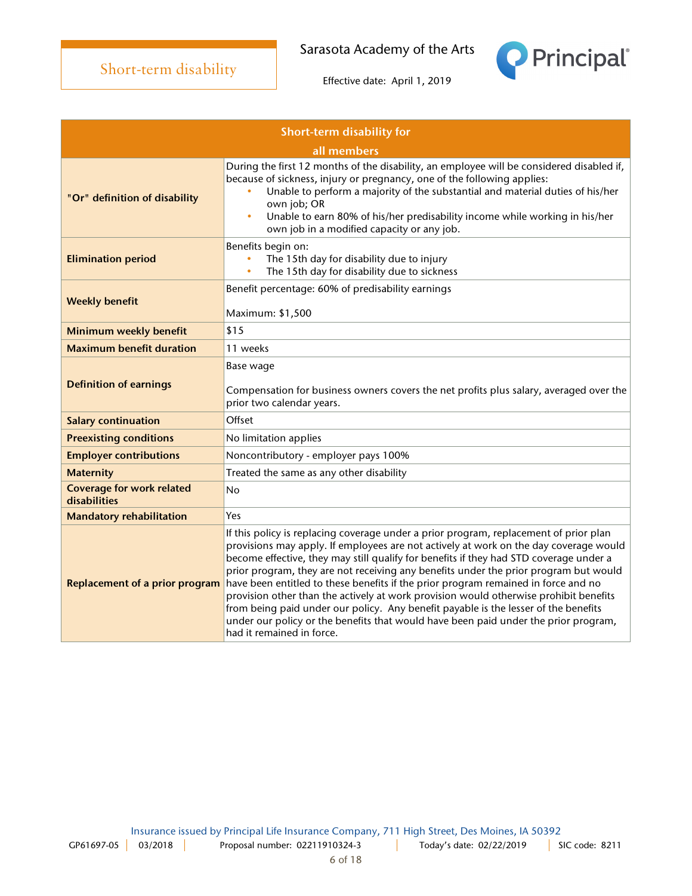# Short-term disability

Sarasota Academy of the Arts

Effective date: April 1, 2019

| Short-term disability for all members | |
|---|---|
| **"Or" definition of disability** | During the first 12 months of the disability, an employee will be considered disabled if, because of sickness, injury or pregnancy, one of the following applies:<br>• Unable to perform a majority of the substantial and material duties of his/her own job; OR<br>• Unable to earn 80% of his/her predisability income while working in his/her own job in a modified capacity or any job. |
| **Elimination period** | Benefits begin on:<br>• The 15th day for disability due to injury<br>• The 15th day for disability due to sickness |
| **Weekly benefit** | Benefit percentage: 60% of predisability earnings<br><br>Maximum: $1,500 |
| **Minimum weekly benefit** | $15 |
| **Maximum benefit duration** | 11 weeks |
| **Definition of earnings** | Base wage<br><br>Compensation for business owners covers the net profits plus salary, averaged over the prior two calendar years. |
| **Salary continuation** | Offset |
| **Preexisting conditions** | No limitation applies |
| **Employer contributions** | Noncontributory - employer pays 100% |
| **Maternity** | Treated the same as any other disability |
| **Coverage for work related disabilities** | No |
| **Mandatory rehabilitation** | Yes |
| **Replacement of a prior program** | If this policy is replacing coverage under a prior program, replacement of prior plan provisions may apply. If employees are not actively at work on the day coverage would become effective, they may still qualify for benefits if they had STD coverage under a prior program, they are not receiving any benefits under the prior program but would have been entitled to these benefits if the prior program remained in force and no provision other than the actively at work provision would otherwise prohibit benefits from being paid under our policy. Any benefit payable is the lesser of the benefits under our policy or the benefits that would have been paid under the prior program, had it remained in force. |

Insurance issued by Principal Life Insurance Company, 711 High Street, Des Moines, IA 50392

GP61697-05 | 03/2018 | Proposal number: 02211910324-3 | Today's date: 02/22/2019 | SIC code: 8211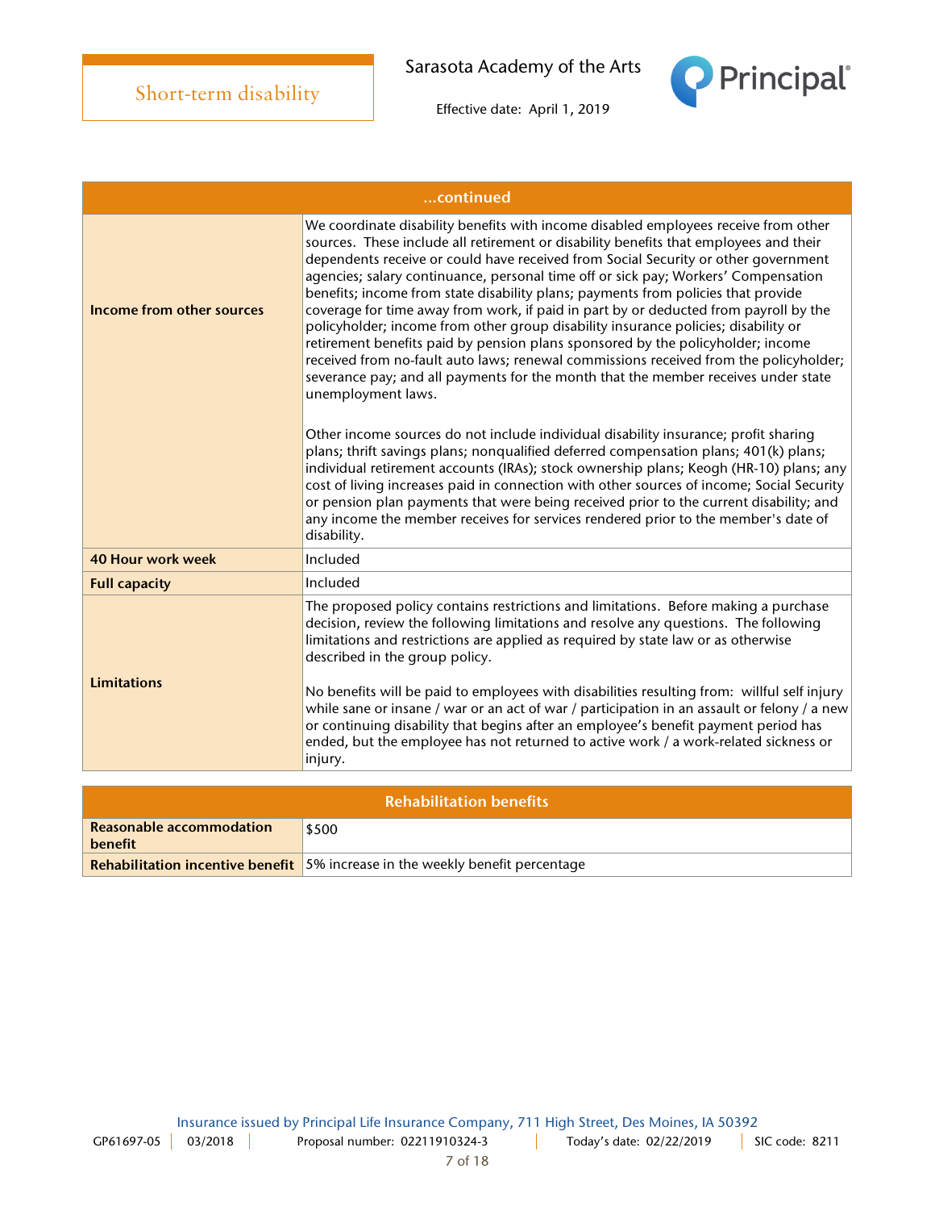Short-term disability

Sarasota Academy of the Arts

Effective date: April 1, 2019

| ...continued | |
|---|---|
| **Income from other sources** | We coordinate disability benefits with income disabled employees receive from other sources. These include all retirement or disability benefits that employees and their dependents receive or could have received from Social Security or other government agencies; salary continuance, personal time off or sick pay; Workers' Compensation benefits; income from state disability plans; payments from policies that provide coverage for time away from work, if paid in part by or deducted from payroll by the policyholder; income from other group disability insurance policies; disability or retirement benefits paid by pension plans sponsored by the policyholder; income received from no-fault auto laws; renewal commissions received from the policyholder; severance pay; and all payments for the month that the member receives under state unemployment laws.<br><br>Other income sources do not include individual disability insurance; profit sharing plans; thrift savings plans; nonqualified deferred compensation plans; 401(k) plans; individual retirement accounts (IRAs); stock ownership plans; Keogh (HR-10) plans; any cost of living increases paid in connection with other sources of income; Social Security or pension plan payments that were being received prior to the current disability; and any income the member receives for services rendered prior to the member's date of disability. |
| **40 Hour work week** | Included |
| **Full capacity** | Included |
| **Limitations** | The proposed policy contains restrictions and limitations. Before making a purchase decision, review the following limitations and resolve any questions. The following limitations and restrictions are applied as required by state law or as otherwise described in the group policy.<br><br>No benefits will be paid to employees with disabilities resulting from: willful self injury while sane or insane / war or an act of war / participation in an assault or felony / a new or continuing disability that begins after an employee's benefit payment period has ended, but the employee has not returned to active work / a work-related sickness or injury. |

| Rehabilitation benefits | |
|---|---|
| **Reasonable accommodation benefit** | $500 |
| **Rehabilitation incentive benefit** | 5% increase in the weekly benefit percentage |

Insurance issued by Principal Life Insurance Company, 711 High Street, Des Moines, IA 50392

GP61697-05 | 03/2018 | Proposal number: 02211910324-3 | Today's date: 02/22/2019 | SIC code: 8211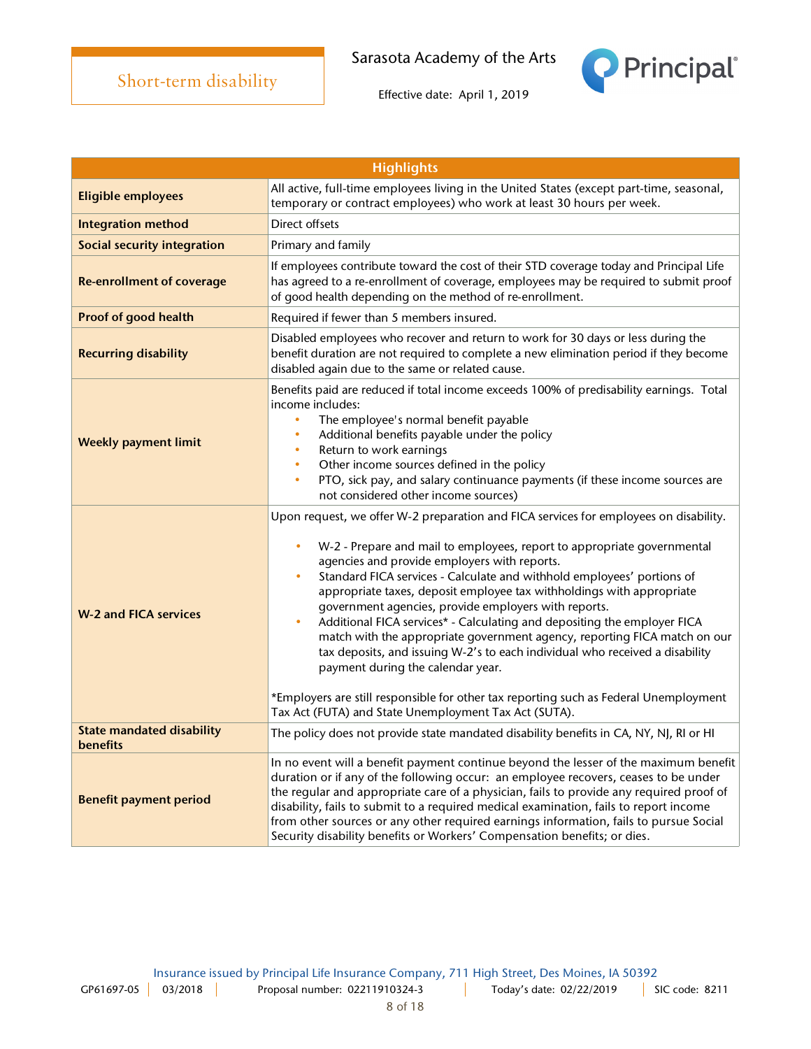# Short-term disability

Sarasota Academy of the Arts

Effective date: April 1, 2019

| Highlights | |
|---|---|
| **Eligible employees** | All active, full-time employees living in the United States (except part-time, seasonal, temporary or contract employees) who work at least 30 hours per week. |
| **Integration method** | Direct offsets |
| **Social security integration** | Primary and family |
| **Re-enrollment of coverage** | If employees contribute toward the cost of their STD coverage today and Principal Life has agreed to a re-enrollment of coverage, employees may be required to submit proof of good health depending on the method of re-enrollment. |
| **Proof of good health** | Required if fewer than 5 members insured. |
| **Recurring disability** | Disabled employees who recover and return to work for 30 days or less during the benefit duration are not required to complete a new elimination period if they become disabled again due to the same or related cause. |
| **Weekly payment limit** | Benefits paid are reduced if total income exceeds 100% of predisability earnings. Total income includes:<br>• The employee's normal benefit payable<br>• Additional benefits payable under the policy<br>• Return to work earnings<br>• Other income sources defined in the policy<br>• PTO, sick pay, and salary continuance payments (if these income sources are not considered other income sources) |
| **W-2 and FICA services** | Upon request, we offer W-2 preparation and FICA services for employees on disability.<br>• W-2 - Prepare and mail to employees, report to appropriate governmental agencies and provide employers with reports.<br>• Standard FICA services - Calculate and withhold employees' portions of appropriate taxes, deposit employee tax withholdings with appropriate government agencies, provide employers with reports.<br>• Additional FICA services* - Calculating and depositing the employer FICA match with the appropriate government agency, reporting FICA match on our tax deposits, and issuing W-2's to each individual who received a disability payment during the calendar year.<br><br>*Employers are still responsible for other tax reporting such as Federal Unemployment Tax Act (FUTA) and State Unemployment Tax Act (SUTA). |
| **State mandated disability benefits** | The policy does not provide state mandated disability benefits in CA, NY, NJ, RI or HI |
| **Benefit payment period** | In no event will a benefit payment continue beyond the lesser of the maximum benefit duration or if any of the following occur: an employee recovers, ceases to be under the regular and appropriate care of a physician, fails to provide any required proof of disability, fails to submit to a required medical examination, fails to report income from other sources or any other required earnings information, fails to pursue Social Security disability benefits or Workers' Compensation benefits; or dies. |

Insurance issued by Principal Life Insurance Company, 711 High Street, Des Moines, IA 50392

GP61697-05 | 03/2018 | Proposal number: 02211910324-3 | Today's date: 02/22/2019 | SIC code: 8211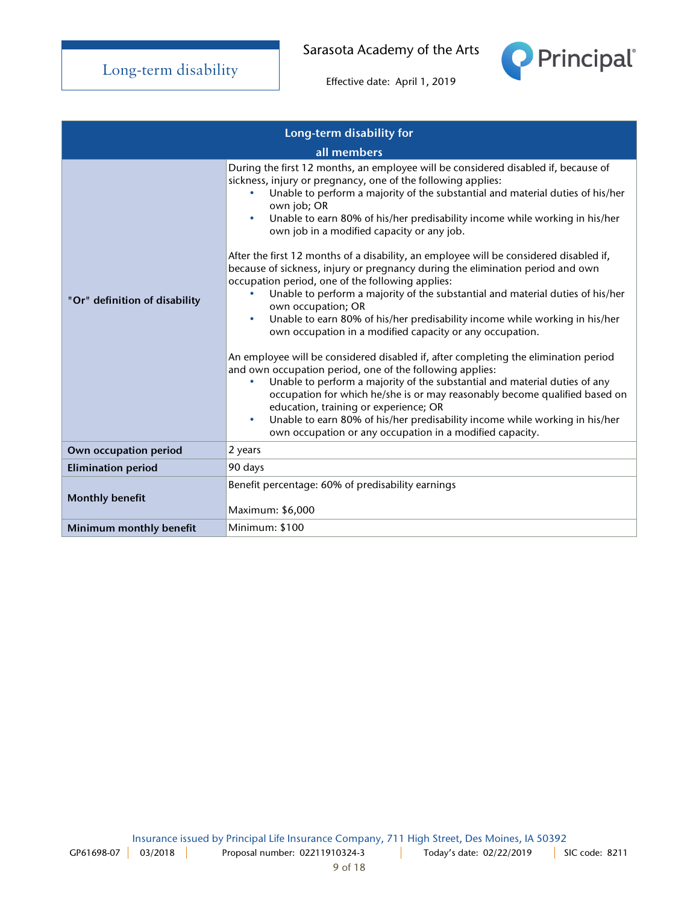# Long-term disability

Sarasota Academy of the Arts

Effective date: April 1, 2019

| Long-term disability for all members | |
|---|---|
| "Or" definition of disability | During the first 12 months, an employee will be considered disabled if, because of sickness, injury or pregnancy, one of the following applies:<br>• Unable to perform a majority of the substantial and material duties of his/her own job; OR<br>• Unable to earn 80% of his/her predisability income while working in his/her own job in a modified capacity or any job.<br><br>After the first 12 months of a disability, an employee will be considered disabled if, because of sickness, injury or pregnancy during the elimination period and own occupation period, one of the following applies:<br>• Unable to perform a majority of the substantial and material duties of his/her own occupation; OR<br>• Unable to earn 80% of his/her predisability income while working in his/her own occupation in a modified capacity or any occupation.<br><br>An employee will be considered disabled if, after completing the elimination period and own occupation period, one of the following applies:<br>• Unable to perform a majority of the substantial and material duties of any occupation for which he/she is or may reasonably become qualified based on education, training or experience; OR<br>• Unable to earn 80% of his/her predisability income while working in his/her own occupation or any occupation in a modified capacity. |
| **Own occupation period** | 2 years |
| **Elimination period** | 90 days |
| **Monthly benefit** | Benefit percentage: 60% of predisability earnings<br><br>Maximum: $6,000 |
| **Minimum monthly benefit** | Minimum: $100 |

Insurance issued by Principal Life Insurance Company, 711 High Street, Des Moines, IA 50392

GP61698-07 | 03/2018 | Proposal number: 02211910324-3 | Today's date: 02/22/2019 | SIC code: 8211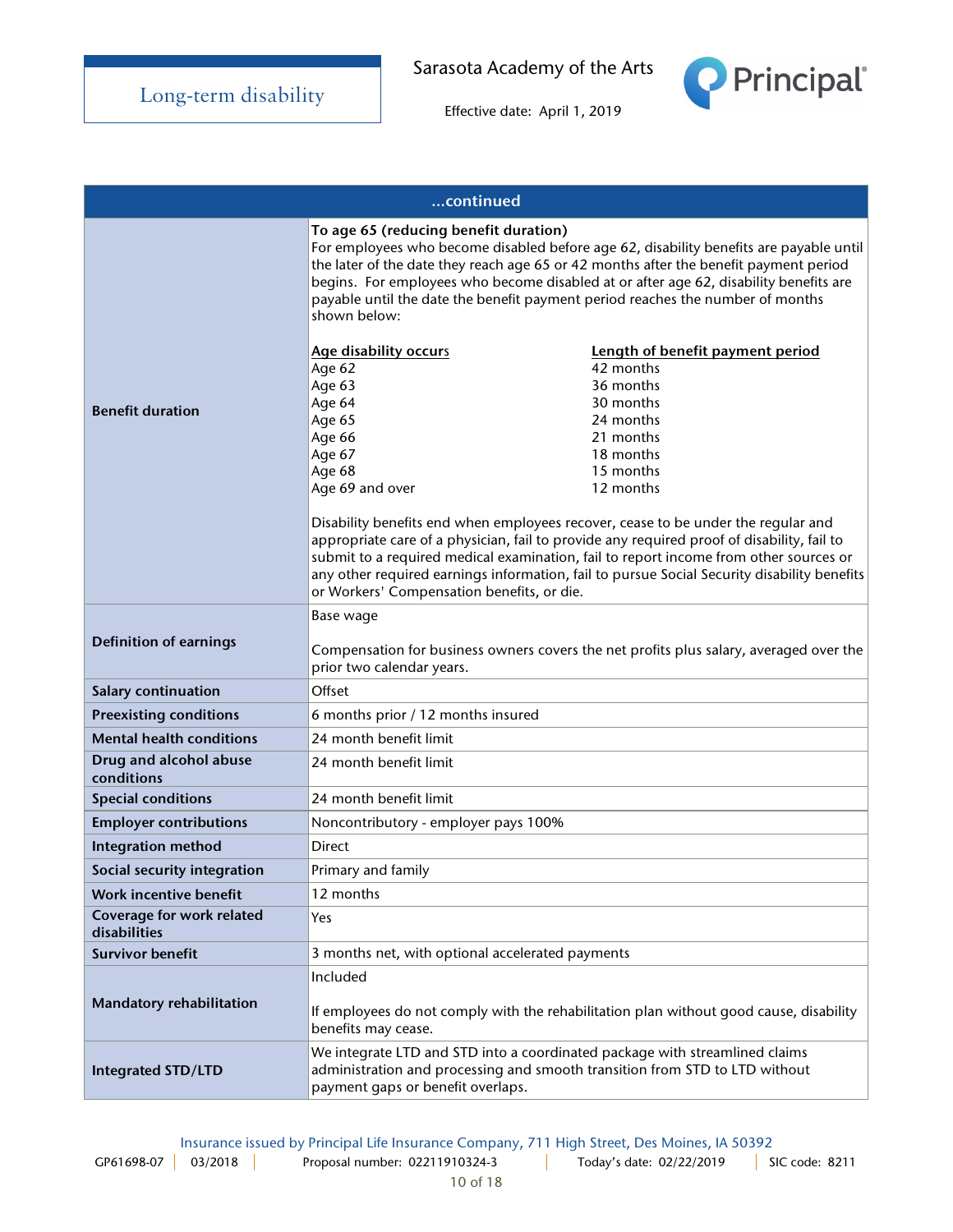| ...continued | |
|---|---|
| **Benefit duration** | **To age 65 (reducing benefit duration)**<br>For employees who become disabled before age 62, disability benefits are payable until the later of the date they reach age 65 or 42 months after the benefit payment period begins. For employees who become disabled at or after age 62, disability benefits are payable until the date the benefit payment period reaches the number of months shown below:<br><br>Age disability occurs — Length of benefit payment period<br>Age 62 — 42 months<br>Age 63 — 36 months<br>Age 64 — 30 months<br>Age 65 — 24 months<br>Age 66 — 21 months<br>Age 67 — 18 months<br>Age 68 — 15 months<br>Age 69 and over — 12 months<br><br>Disability benefits end when employees recover, cease to be under the regular and appropriate care of a physician, fail to provide any required proof of disability, fail to submit to a required medical examination, fail to report income from other sources or any other required earnings information, fail to pursue Social Security disability benefits or Workers' Compensation benefits, or die. |
| **Definition of earnings** | Base wage<br><br>Compensation for business owners covers the net profits plus salary, averaged over the prior two calendar years. |
| **Salary continuation** | Offset |
| **Preexisting conditions** | 6 months prior / 12 months insured |
| **Mental health conditions** | 24 month benefit limit |
| **Drug and alcohol abuse conditions** | 24 month benefit limit |
| **Special conditions** | 24 month benefit limit |
| **Employer contributions** | Noncontributory - employer pays 100% |
| **Integration method** | Direct |
| **Social security integration** | Primary and family |
| **Work incentive benefit** | 12 months |
| **Coverage for work related disabilities** | Yes |
| **Survivor benefit** | 3 months net, with optional accelerated payments |
| **Mandatory rehabilitation** | Included<br><br>If employees do not comply with the rehabilitation plan without good cause, disability benefits may cease. |
| **Integrated STD/LTD** | We integrate LTD and STD into a coordinated package with streamlined claims administration and processing and smooth transition from STD to LTD without payment gaps or benefit overlaps. |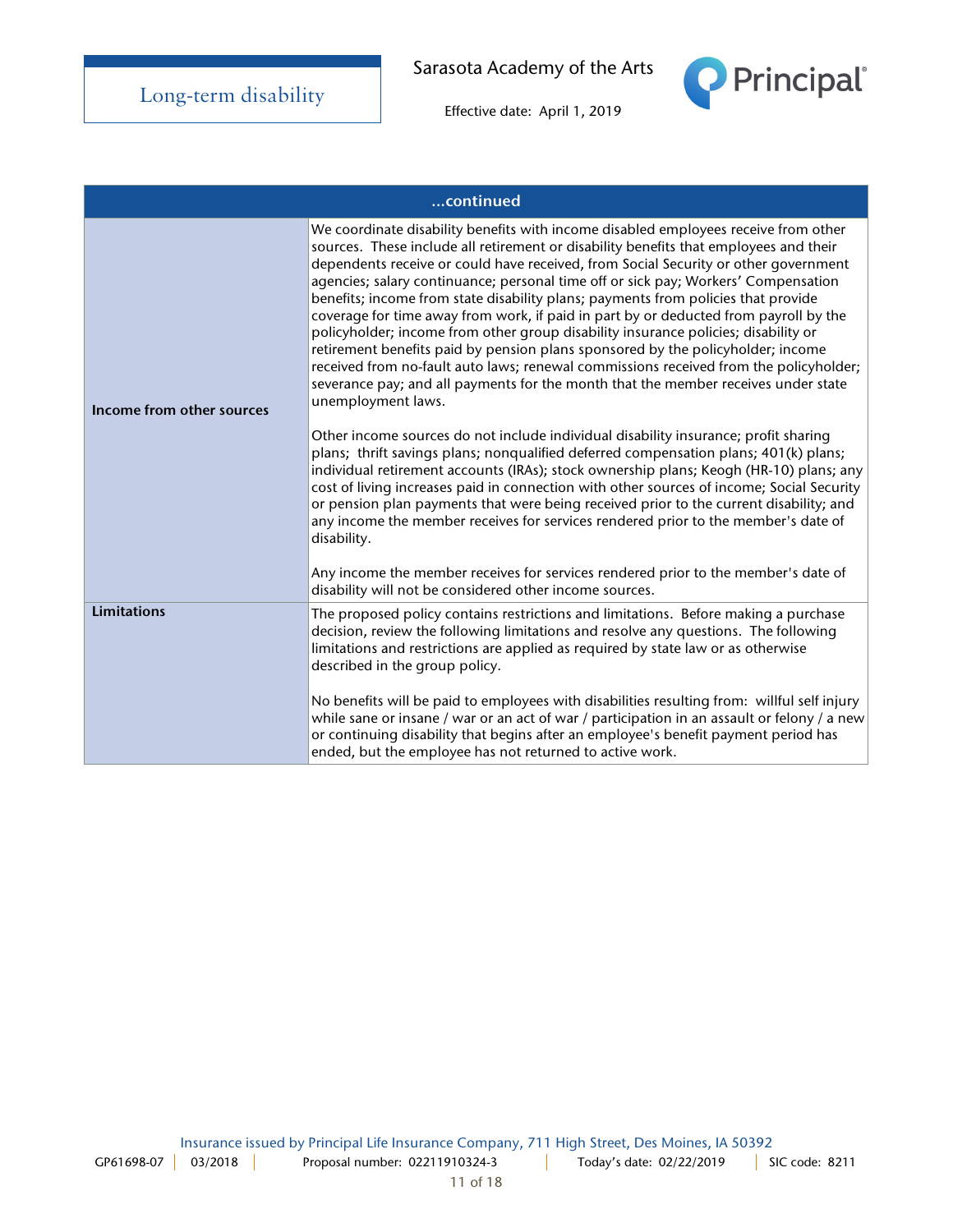| ...continued | |
|---|---|
| **Income from other sources** | We coordinate disability benefits with income disabled employees receive from other sources. These include all retirement or disability benefits that employees and their dependents receive or could have received, from Social Security or other government agencies; salary continuance; personal time off or sick pay; Workers' Compensation benefits; income from state disability plans; payments from policies that provide coverage for time away from work, if paid in part by or deducted from payroll by the policyholder; income from other group disability insurance policies; disability or retirement benefits paid by pension plans sponsored by the policyholder; income received from no-fault auto laws; renewal commissions received from the policyholder; severance pay; and all payments for the month that the member receives under state unemployment laws.<br><br>Other income sources do not include individual disability insurance; profit sharing plans; thrift savings plans; nonqualified deferred compensation plans; 401(k) plans; individual retirement accounts (IRAs); stock ownership plans; Keogh (HR-10) plans; any cost of living increases paid in connection with other sources of income; Social Security or pension plan payments that were being received prior to the current disability; and any income the member receives for services rendered prior to the member's date of disability.<br><br>Any income the member receives for services rendered prior to the member's date of disability will not be considered other income sources. |
| **Limitations** | The proposed policy contains restrictions and limitations. Before making a purchase decision, review the following limitations and resolve any questions. The following limitations and restrictions are applied as required by state law or as otherwise described in the group policy.<br><br>No benefits will be paid to employees with disabilities resulting from: willful self injury while sane or insane / war or an act of war / participation in an assault or felony / a new or continuing disability that begins after an employee's benefit payment period has ended, but the employee has not returned to active work. |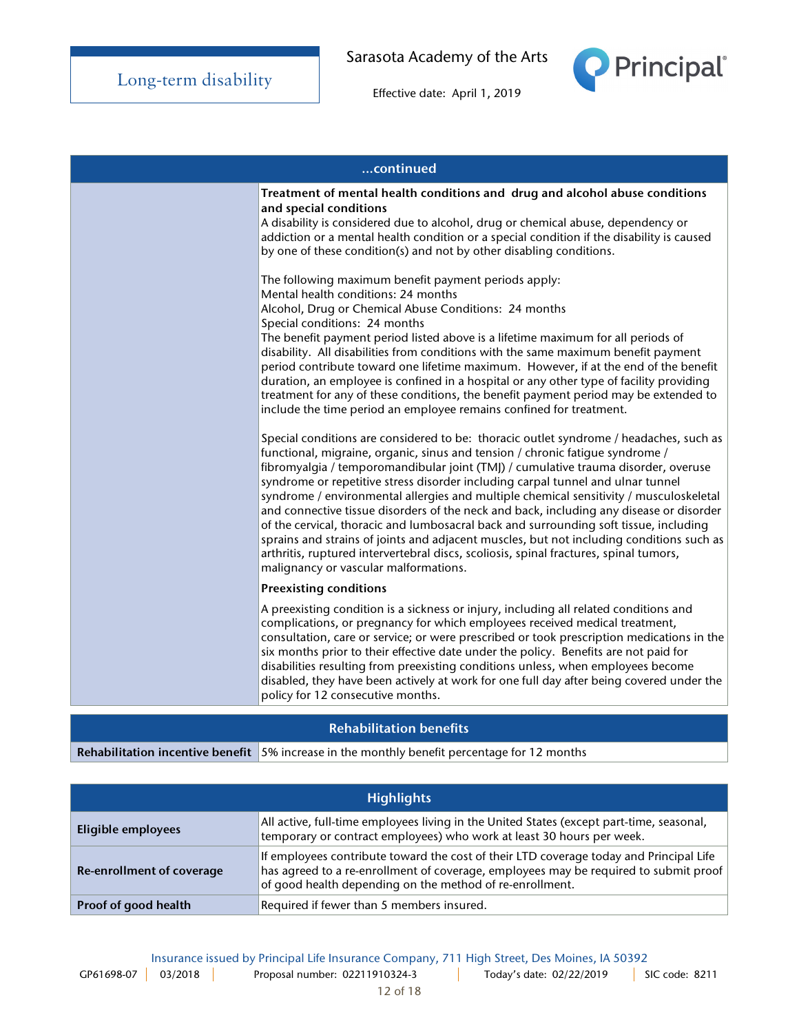## ...continued

| | |
|---|---|
| | **Treatment of mental health conditions and drug and alcohol abuse conditions and special conditions**<br>A disability is considered due to alcohol, drug or chemical abuse, dependency or addiction or a mental health condition or a special condition if the disability is caused by one of these condition(s) and not by other disabling conditions.<br><br>The following maximum benefit payment periods apply:<br>Mental health conditions: 24 months<br>Alcohol, Drug or Chemical Abuse Conditions: 24 months<br>Special conditions: 24 months<br>The benefit payment period listed above is a lifetime maximum for all periods of disability. All disabilities from conditions with the same maximum benefit payment period contribute toward one lifetime maximum. However, if at the end of the benefit duration, an employee is confined in a hospital or any other type of facility providing treatment for any of these conditions, the benefit payment period may be extended to include the time period an employee remains confined for treatment.<br><br>Special conditions are considered to be: thoracic outlet syndrome / headaches, such as functional, migraine, organic, sinus and tension / chronic fatigue syndrome / fibromyalgia / temporomandibular joint (TMJ) / cumulative trauma disorder, overuse syndrome or repetitive stress disorder including carpal tunnel and ulnar tunnel syndrome / environmental allergies and multiple chemical sensitivity / musculoskeletal and connective tissue disorders of the neck and back, including any disease or disorder of the cervical, thoracic and lumbosacral back and surrounding soft tissue, including sprains and strains of joints and adjacent muscles, but not including conditions such as arthritis, ruptured intervertebral discs, scoliosis, spinal fractures, spinal tumors, malignancy or vascular malformations.<br><br>**Preexisting conditions**<br><br>A preexisting condition is a sickness or injury, including all related conditions and complications, or pregnancy for which employees received medical treatment, consultation, care or service; or were prescribed or took prescription medications in the six months prior to their effective date under the policy. Benefits are not paid for disabilities resulting from preexisting conditions unless, when employees become disabled, they have been actively at work for one full day after being covered under the policy for 12 consecutive months. |

## Rehabilitation benefits

| | |
|---|---|
| **Rehabilitation incentive benefit** | 5% increase in the monthly benefit percentage for 12 months |

## Highlights

| | |
|---|---|
| **Eligible employees** | All active, full-time employees living in the United States (except part-time, seasonal, temporary or contract employees) who work at least 30 hours per week. |
| **Re-enrollment of coverage** | If employees contribute toward the cost of their LTD coverage today and Principal Life has agreed to a re-enrollment of coverage, employees may be required to submit proof of good health depending on the method of re-enrollment. |
| **Proof of good health** | Required if fewer than 5 members insured. |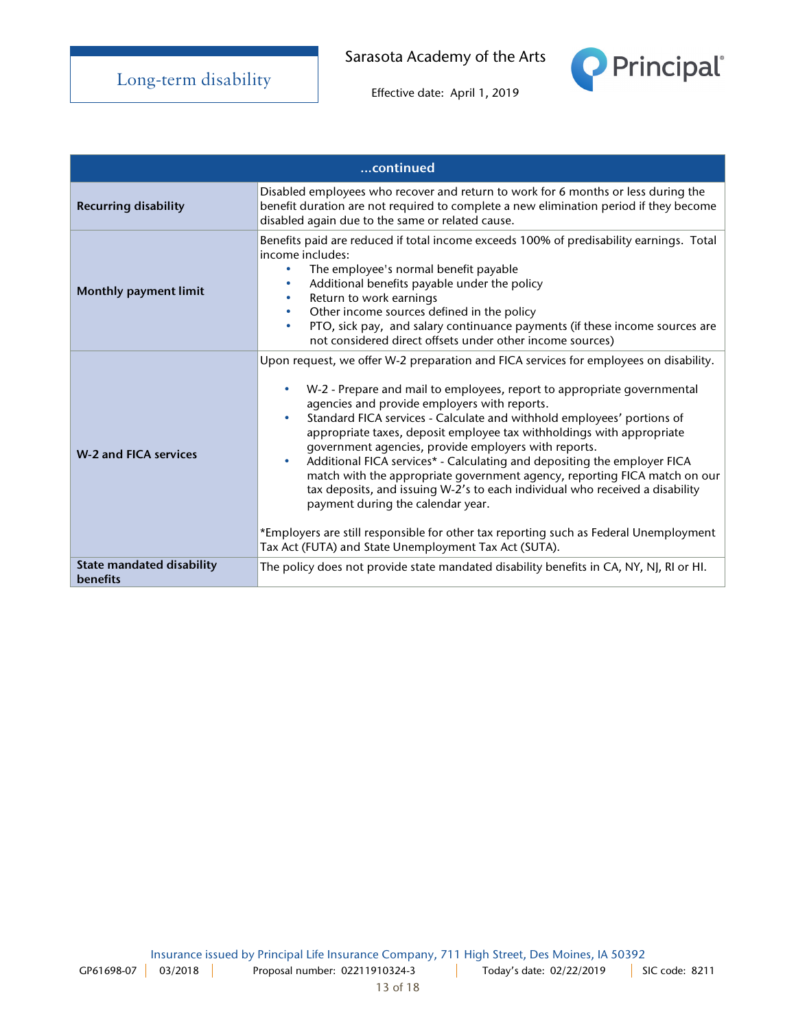# Long-term disability

Sarasota Academy of the Arts

Effective date: April 1, 2019

| ...continued | |
|---|---|
| **Recurring disability** | Disabled employees who recover and return to work for 6 months or less during the benefit duration are not required to complete a new elimination period if they become disabled again due to the same or related cause. |
| **Monthly payment limit** | Benefits paid are reduced if total income exceeds 100% of predisability earnings. Total income includes:<br>• The employee's normal benefit payable<br>• Additional benefits payable under the policy<br>• Return to work earnings<br>• Other income sources defined in the policy<br>• PTO, sick pay, and salary continuance payments (if these income sources are not considered direct offsets under other income sources) |
| **W-2 and FICA services** | Upon request, we offer W-2 preparation and FICA services for employees on disability.<br>• W-2 - Prepare and mail to employees, report to appropriate governmental agencies and provide employers with reports.<br>• Standard FICA services - Calculate and withhold employees' portions of appropriate taxes, deposit employee tax withholdings with appropriate government agencies, provide employers with reports.<br>• Additional FICA services* - Calculating and depositing the employer FICA match with the appropriate government agency, reporting FICA match on our tax deposits, and issuing W-2's to each individual who received a disability payment during the calendar year.<br><br>*Employers are still responsible for other tax reporting such as Federal Unemployment Tax Act (FUTA) and State Unemployment Tax Act (SUTA). |
| **State mandated disability benefits** | The policy does not provide state mandated disability benefits in CA, NY, NJ, RI or HI. |

Insurance issued by Principal Life Insurance Company, 711 High Street, Des Moines, IA 50392

GP61698-07 | 03/2018 | Proposal number: 02211910324-3 | Today's date: 02/22/2019 | SIC code: 8211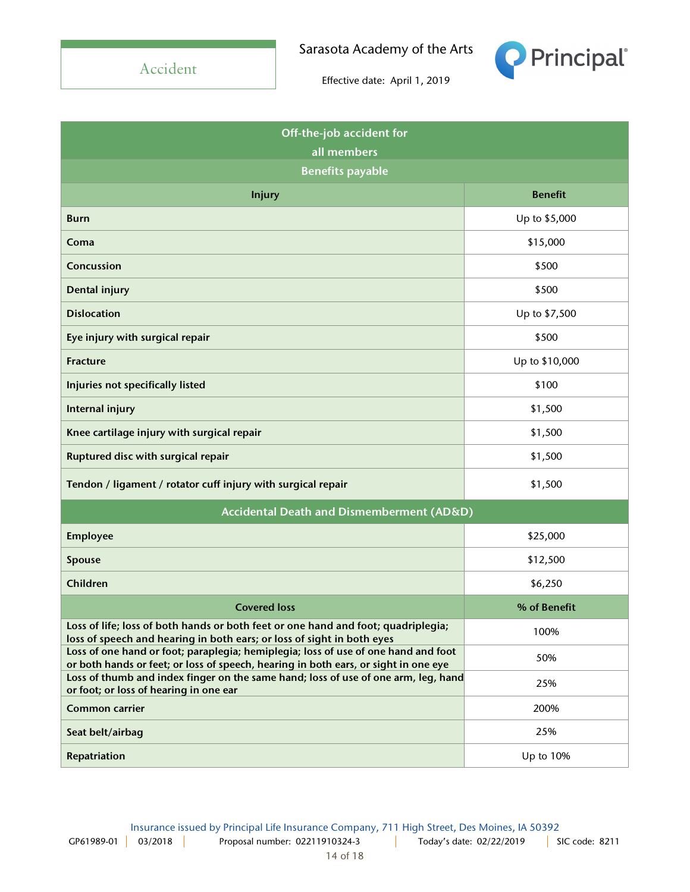# Accident

Sarasota Academy of the Arts

Effective date: April 1, 2019

| Off-the-job accident for all members | |
|---|---|
| **Benefits payable** | |
| **Injury** | **Benefit** |
| **Burn** | Up to $5,000 |
| **Coma** | $15,000 |
| **Concussion** | $500 |
| **Dental injury** | $500 |
| **Dislocation** | Up to $7,500 |
| **Eye injury with surgical repair** | $500 |
| **Fracture** | Up to $10,000 |
| **Injuries not specifically listed** | $100 |
| **Internal injury** | $1,500 |
| **Knee cartilage injury with surgical repair** | $1,500 |
| **Ruptured disc with surgical repair** | $1,500 |
| **Tendon / ligament / rotator cuff injury with surgical repair** | $1,500 |
| **Accidental Death and Dismemberment (AD&D)** | |
| **Employee** | $25,000 |
| **Spouse** | $12,500 |
| **Children** | $6,250 |
| **Covered loss** | **% of Benefit** |
| **Loss of life; loss of both hands or both feet or one hand and foot; quadriplegia; loss of speech and hearing in both ears; or loss of sight in both eyes** | 100% |
| **Loss of one hand or foot; paraplegia; hemiplegia; loss of use of one hand and foot or both hands or feet; or loss of speech, hearing in both ears, or sight in one eye** | 50% |
| **Loss of thumb and index finger on the same hand; loss of use of one arm, leg, hand or foot; or loss of hearing in one ear** | 25% |
| **Common carrier** | 200% |
| **Seat belt/airbag** | 25% |
| **Repatriation** | Up to 10% |

Insurance issued by Principal Life Insurance Company, 711 High Street, Des Moines, IA 50392

GP61989-01 | 03/2018 | Proposal number: 02211910324-3 | Today's date: 02/22/2019 | SIC code: 8211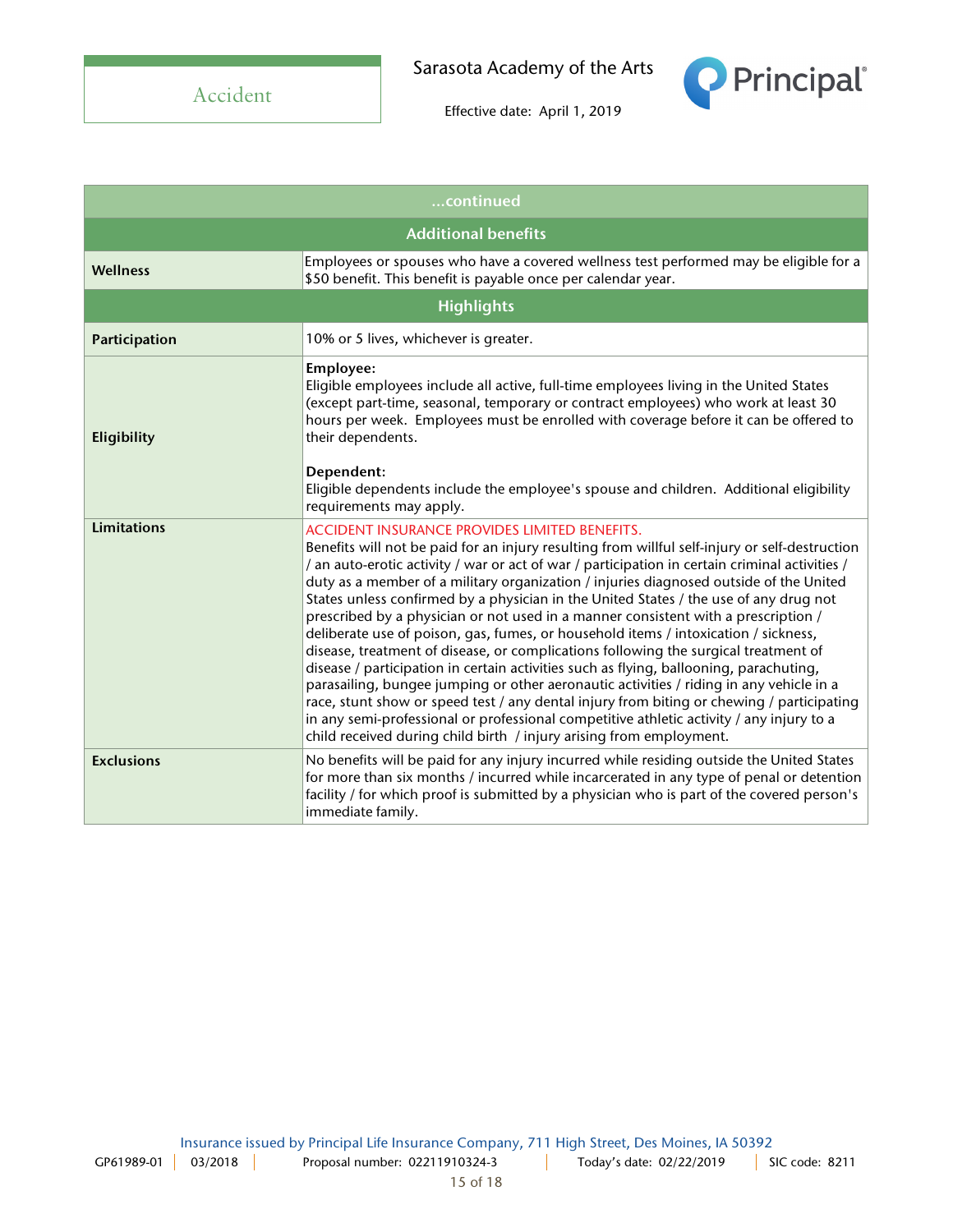Accident

Sarasota Academy of the Arts

Effective date: April 1, 2019

| ...continued | |
|---|---|
| **Additional benefits** | |
| **Wellness** | Employees or spouses who have a covered wellness test performed may be eligible for a $50 benefit. This benefit is payable once per calendar year. |
| **Highlights** | |
| **Participation** | 10% or 5 lives, whichever is greater. |
| **Eligibility** | **Employee:**<br>Eligible employees include all active, full-time employees living in the United States (except part-time, seasonal, temporary or contract employees) who work at least 30 hours per week. Employees must be enrolled with coverage before it can be offered to their dependents.<br><br>**Dependent:**<br>Eligible dependents include the employee's spouse and children. Additional eligibility requirements may apply. |
| **Limitations** | ACCIDENT INSURANCE PROVIDES LIMITED BENEFITS.<br>Benefits will not be paid for an injury resulting from willful self-injury or self-destruction / an auto-erotic activity / war or act of war / participation in certain criminal activities / duty as a member of a military organization / injuries diagnosed outside of the United States unless confirmed by a physician in the United States / the use of any drug not prescribed by a physician or not used in a manner consistent with a prescription / deliberate use of poison, gas, fumes, or household items / intoxication / sickness, disease, treatment of disease, or complications following the surgical treatment of disease / participation in certain activities such as flying, ballooning, parachuting, parasailing, bungee jumping or other aeronautic activities / riding in any vehicle in a race, stunt show or speed test / any dental injury from biting or chewing / participating in any semi-professional or professional competitive athletic activity / any injury to a child received during child birth / injury arising from employment. |
| **Exclusions** | No benefits will be paid for any injury incurred while residing outside the United States for more than six months / incurred while incarcerated in any type of penal or detention facility / for which proof is submitted by a physician who is part of the covered person's immediate family. |

Insurance issued by Principal Life Insurance Company, 711 High Street, Des Moines, IA 50392

GP61989-01 | 03/2018 | Proposal number: 02211910324-3 | Today's date: 02/22/2019 | SIC code: 8211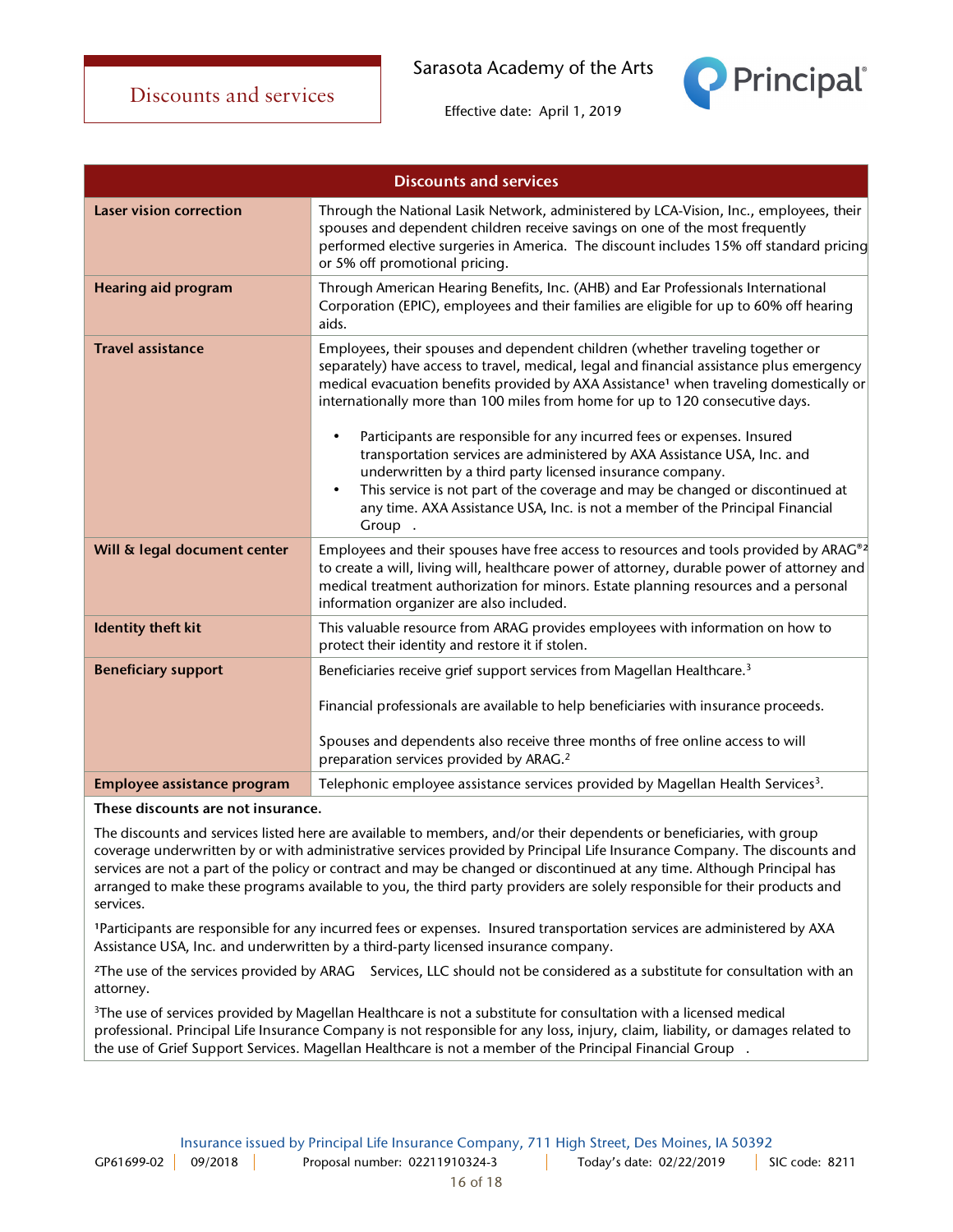# Discounts and services

Sarasota Academy of the Arts

Effective date: April 1, 2019

| Discounts and services | |
|---|---|
| **Laser vision correction** | Through the National Lasik Network, administered by LCA-Vision, Inc., employees, their spouses and dependent children receive savings on one of the most frequently performed elective surgeries in America. The discount includes 15% off standard pricing or 5% off promotional pricing. |
| **Hearing aid program** | Through American Hearing Benefits, Inc. (AHB) and Ear Professionals International Corporation (EPIC), employees and their families are eligible for up to 60% off hearing aids. |
| **Travel assistance** | Employees, their spouses and dependent children (whether traveling together or separately) have access to travel, medical, legal and financial assistance plus emergency medical evacuation benefits provided by AXA Assistance[1] when traveling domestically or internationally more than 100 miles from home for up to 120 consecutive days.<br>• Participants are responsible for any incurred fees or expenses. Insured transportation services are administered by AXA Assistance USA, Inc. and underwritten by a third party licensed insurance company.<br>• This service is not part of the coverage and may be changed or discontinued at any time. AXA Assistance USA, Inc. is not a member of the Principal Financial Group . |
| **Will & legal document center** | Employees and their spouses have free access to resources and tools provided by ARAG®[2] to create a will, living will, healthcare power of attorney, durable power of attorney and medical treatment authorization for minors. Estate planning resources and a personal information organizer are also included. |
| **Identity theft kit** | This valuable resource from ARAG provides employees with information on how to protect their identity and restore it if stolen. |
| **Beneficiary support** | Beneficiaries receive grief support services from Magellan Healthcare.[3]<br><br>Financial professionals are available to help beneficiaries with insurance proceeds.<br><br>Spouses and dependents also receive three months of free online access to will preparation services provided by ARAG.[2] |
| **Employee assistance program** | Telephonic employee assistance services provided by Magellan Health Services[3]. |

**These discounts are not insurance.**

The discounts and services listed here are available to members, and/or their dependents or beneficiaries, with group coverage underwritten by or with administrative services provided by Principal Life Insurance Company. The discounts and services are not a part of the policy or contract and may be changed or discontinued at any time. Although Principal has arranged to make these programs available to you, the third party providers are solely responsible for their products and services.

[1]Participants are responsible for any incurred fees or expenses. Insured transportation services are administered by AXA Assistance USA, Inc. and underwritten by a third-party licensed insurance company.

[2]The use of the services provided by ARAG Services, LLC should not be considered as a substitute for consultation with an attorney.

[3]The use of services provided by Magellan Healthcare is not a substitute for consultation with a licensed medical professional. Principal Life Insurance Company is not responsible for any loss, injury, claim, liability, or damages related to the use of Grief Support Services. Magellan Healthcare is not a member of the Principal Financial Group .

Insurance issued by Principal Life Insurance Company, 711 High Street, Des Moines, IA 50392

GP61699-02 | 09/2018 | Proposal number: 02211910324-3 | Today's date: 02/22/2019 | SIC code: 8211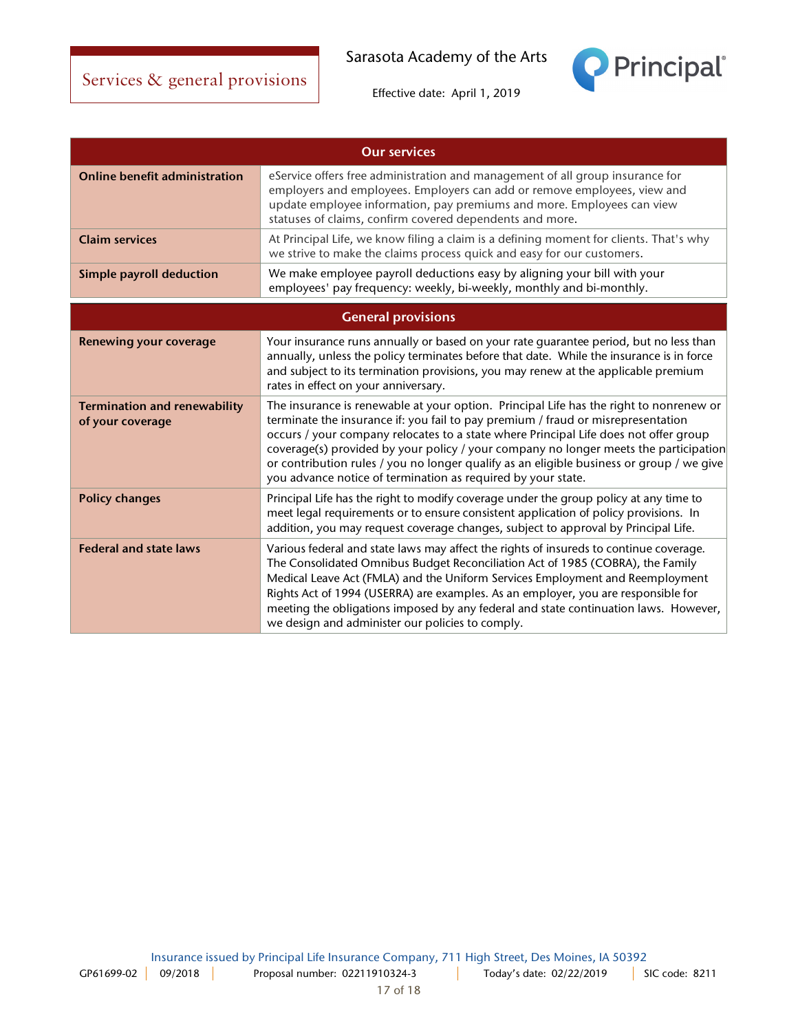# Services & general provisions

Sarasota Academy of the Arts

Effective date: April 1, 2019

| Our services | |
|---|---|
| **Online benefit administration** | eService offers free administration and management of all group insurance for employers and employees. Employers can add or remove employees, view and update employee information, pay premiums and more. Employees can view statuses of claims, confirm covered dependents and more. |
| **Claim services** | At Principal Life, we know filing a claim is a defining moment for clients. That's why we strive to make the claims process quick and easy for our customers. |
| **Simple payroll deduction** | We make employee payroll deductions easy by aligning your bill with your employees' pay frequency: weekly, bi-weekly, monthly and bi-monthly. |

| General provisions | |
|---|---|
| **Renewing your coverage** | Your insurance runs annually or based on your rate guarantee period, but no less than annually, unless the policy terminates before that date. While the insurance is in force and subject to its termination provisions, you may renew at the applicable premium rates in effect on your anniversary. |
| **Termination and renewability of your coverage** | The insurance is renewable at your option. Principal Life has the right to nonrenew or terminate the insurance if: you fail to pay premium / fraud or misrepresentation occurs / your company relocates to a state where Principal Life does not offer group coverage(s) provided by your policy / your company no longer meets the participation or contribution rules / you no longer qualify as an eligible business or group / we give you advance notice of termination as required by your state. |
| **Policy changes** | Principal Life has the right to modify coverage under the group policy at any time to meet legal requirements or to ensure consistent application of policy provisions. In addition, you may request coverage changes, subject to approval by Principal Life. |
| **Federal and state laws** | Various federal and state laws may affect the rights of insureds to continue coverage. The Consolidated Omnibus Budget Reconciliation Act of 1985 (COBRA), the Family Medical Leave Act (FMLA) and the Uniform Services Employment and Reemployment Rights Act of 1994 (USERRA) are examples. As an employer, you are responsible for meeting the obligations imposed by any federal and state continuation laws. However, we design and administer our policies to comply. |

Insurance issued by Principal Life Insurance Company, 711 High Street, Des Moines, IA 50392

GP61699-02 | 09/2018 | Proposal number: 02211910324-3 | Today's date: 02/22/2019 | SIC code: 8211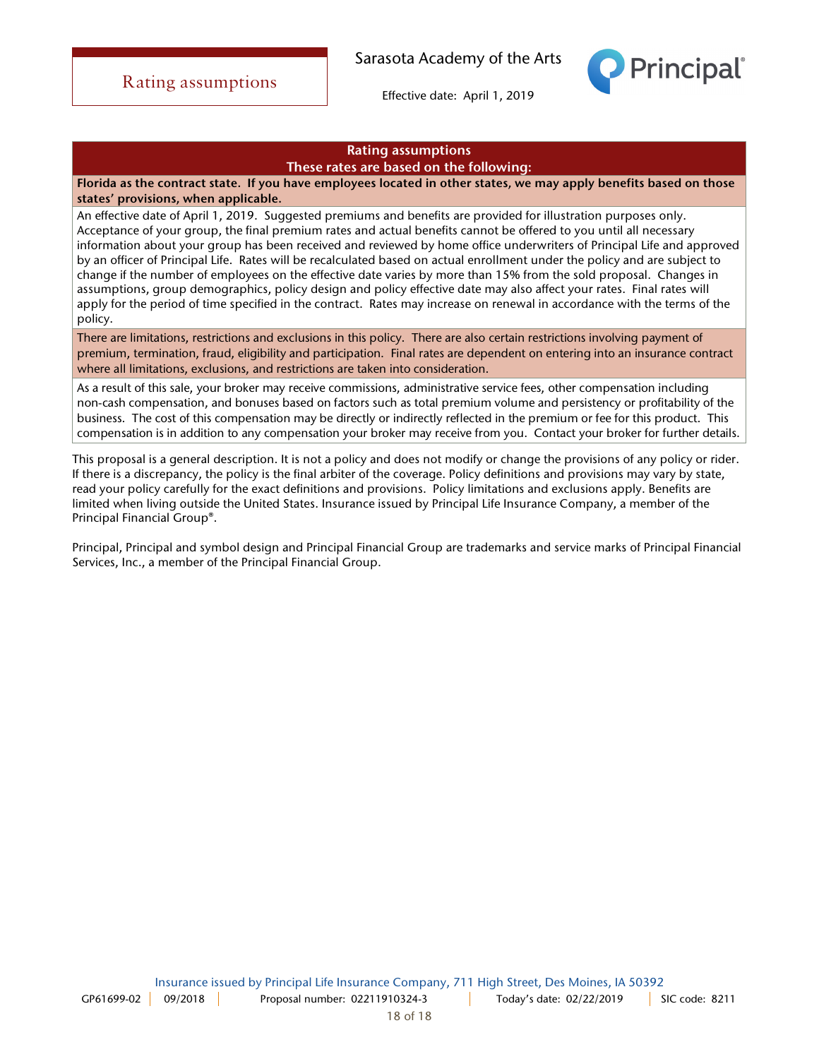# Rating assumptions

Sarasota Academy of the Arts

Effective date: April 1, 2019

| Rating assumptions<br>These rates are based on the following: |
|---|
| **Florida as the contract state. If you have employees located in other states, we may apply benefits based on those states' provisions, when applicable.** |
| An effective date of April 1, 2019. Suggested premiums and benefits are provided for illustration purposes only. Acceptance of your group, the final premium rates and actual benefits cannot be offered to you until all necessary information about your group has been received and reviewed by home office underwriters of Principal Life and approved by an officer of Principal Life. Rates will be recalculated based on actual enrollment under the policy and are subject to change if the number of employees on the effective date varies by more than 15% from the sold proposal. Changes in assumptions, group demographics, policy design and policy effective date may also affect your rates. Final rates will apply for the period of time specified in the contract. Rates may increase on renewal in accordance with the terms of the policy. |
| There are limitations, restrictions and exclusions in this policy. There are also certain restrictions involving payment of premium, termination, fraud, eligibility and participation. Final rates are dependent on entering into an insurance contract where all limitations, exclusions, and restrictions are taken into consideration. |
| As a result of this sale, your broker may receive commissions, administrative service fees, other compensation including non-cash compensation, and bonuses based on factors such as total premium volume and persistency or profitability of the business. The cost of this compensation may be directly or indirectly reflected in the premium or fee for this product. This compensation is in addition to any compensation your broker may receive from you. Contact your broker for further details. |

This proposal is a general description. It is not a policy and does not modify or change the provisions of any policy or rider. If there is a discrepancy, the policy is the final arbiter of the coverage. Policy definitions and provisions may vary by state, read your policy carefully for the exact definitions and provisions. Policy limitations and exclusions apply. Benefits are limited when living outside the United States. Insurance issued by Principal Life Insurance Company, a member of the Principal Financial Group®.

Principal, Principal and symbol design and Principal Financial Group are trademarks and service marks of Principal Financial Services, Inc., a member of the Principal Financial Group.

Insurance issued by Principal Life Insurance Company, 711 High Street, Des Moines, IA 50392

GP61699-02 | 09/2018 | Proposal number: 02211910324-3 | Today's date: 02/22/2019 | SIC code: 8211